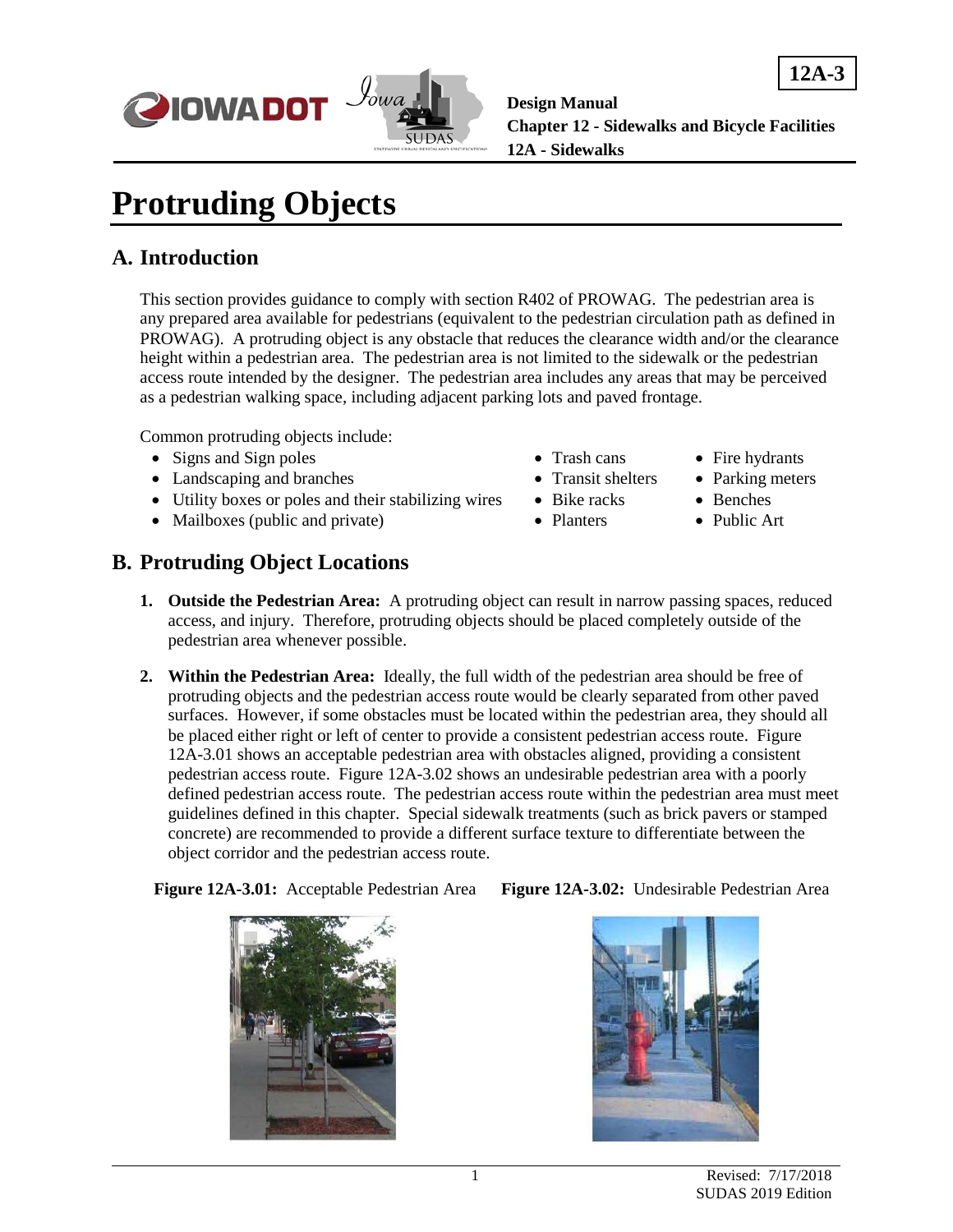# Protruding Objects

## A. Introduction

This section provides guidance to comply with section R402 of PROWAG. The pedestrian area is any prepared area available for pedestrians (equivalent to the pedestrian circulation path as defined in PROWAG). A protruding object is any obstacle that reduces the clearance width and/or the clearance height within a pedestrian area. The pedestrian area is not limited to the sidewalk or the pedestrian access route intended by the designer. The pedestrian area includes any areas that may be perceived as a pedestrian walking space, including adjacent parking lots and paved frontage.

Common protruding objects include:

- Signs and Sign poles
- Landscaping and branches
- Utility boxes or poles and their stabilizing wires
- Mailboxes (public and private)
- Trash cans
- Transit shelters
- Bike racks
- Planters
- Fire hydrants
- Parking meters
- Benches
- Public Art

## B. Protruding Object Locations

1. **Outside the Pedestrian Area:** A protruding object can result in narrow passing spaces, reduced access, and injury. Therefore, protruding objects should be placed completely outside of the pedestrian area whenever possible.

2. **Within the Pedestrian Area:** Ideally, the full width of the pedestrian area should be free of protruding objects and the pedestrian access route would be clearly separated from other paved surfaces. However, if some obstacles must be located within the pedestrian area, they should all be placed either right or left of center to provide a consistent pedestrian access route. Figure 12A-3.01 shows an acceptable pedestrian area with obstacles aligned, providing a consistent pedestrian access route. Figure 12A-3.02 shows an undesirable pedestrian area with a poorly defined pedestrian access route. The pedestrian access route within the pedestrian area must meet guidelines defined in this chapter. Special sidewalk treatments (such as brick pavers or stamped concrete) are recommended to provide a different surface texture to differentiate between the object corridor and the pedestrian access route.

**Figure 12A-3.01:** Acceptable Pedestrian Area

**Figure 12A-3.02:** Undesirable Pedestrian Area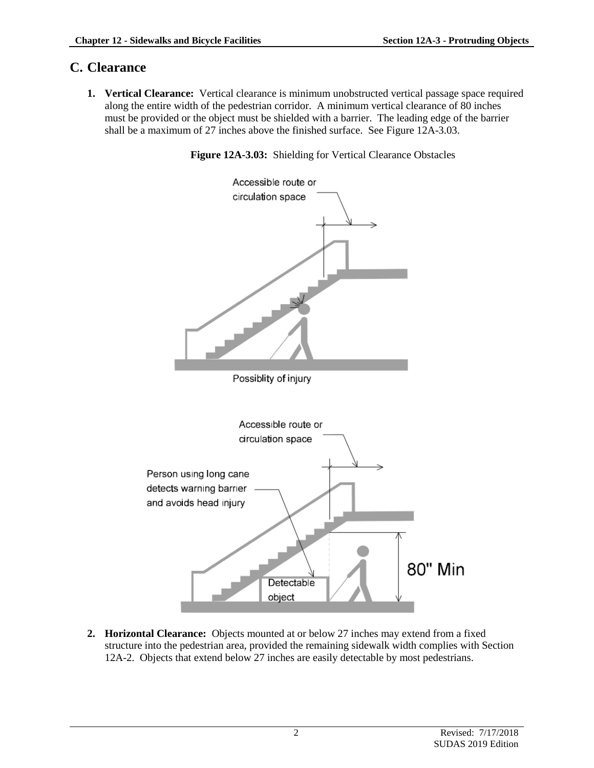## C. Clearance

1. **Vertical Clearance:** Vertical clearance is minimum unobstructed vertical passage space required along the entire width of the pedestrian corridor. A minimum vertical clearance of 80 inches must be provided or the object must be shielded with a barrier. The leading edge of the barrier shall be a maximum of 27 inches above the finished surface. See Figure 12A-3.03.

**Figure 12A-3.03:** Shielding for Vertical Clearance Obstacles

2. **Horizontal Clearance:** Objects mounted at or below 27 inches may extend from a fixed structure into the pedestrian area, provided the remaining sidewalk width complies with Section 12A-2. Objects that extend below 27 inches are easily detectable by most pedestrians.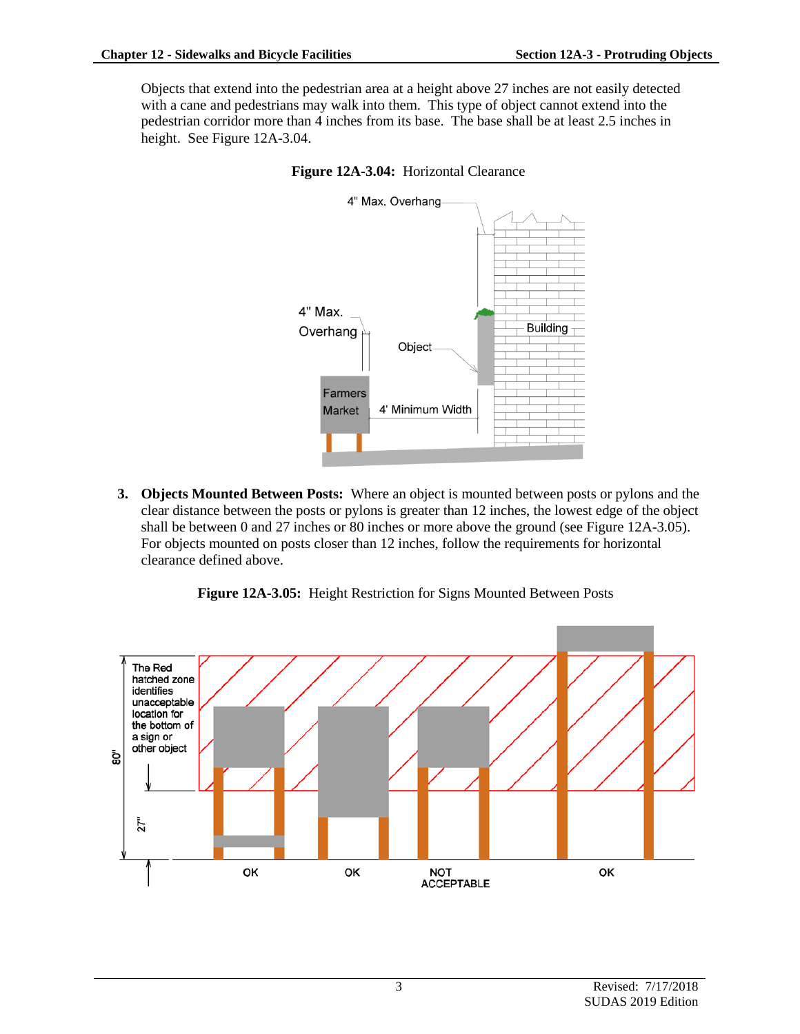Objects that extend into the pedestrian area at a height above 27 inches are not easily detected with a cane and pedestrians may walk into them. This type of object cannot extend into the pedestrian corridor more than 4 inches from its base. The base shall be at least 2.5 inches in height. See Figure 12A-3.04.

**Figure 12A-3.04:** Horizontal Clearance

3. **Objects Mounted Between Posts:** Where an object is mounted between posts or pylons and the clear distance between the posts or pylons is greater than 12 inches, the lowest edge of the object shall be between 0 and 27 inches or 80 inches or more above the ground (see Figure 12A-3.05). For objects mounted on posts closer than 12 inches, follow the requirements for horizontal clearance defined above.

**Figure 12A-3.05:** Height Restriction for Signs Mounted Between Posts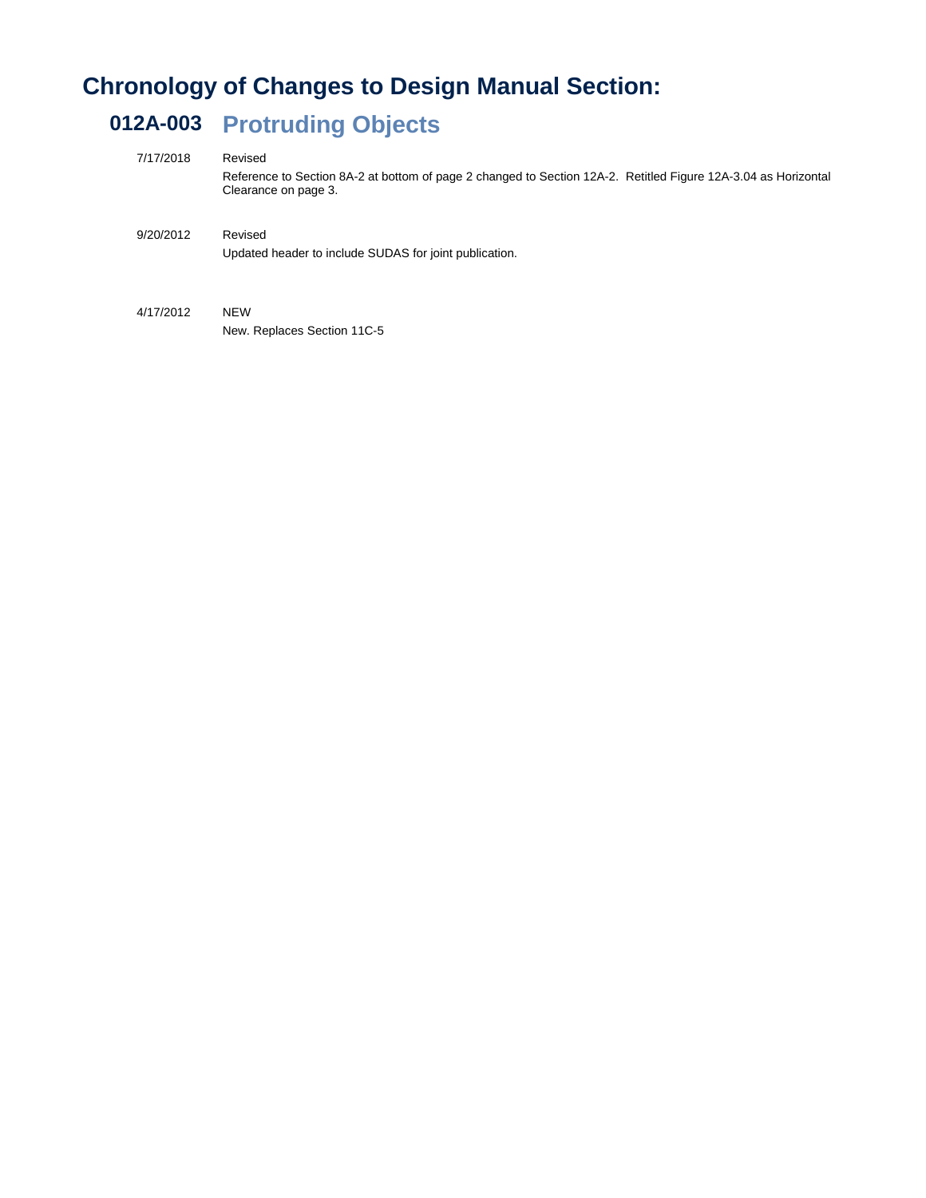# Chronology of Changes to Design Manual Section:

## 012A-003 Protruding Objects

7/17/2018 Revised

Reference to Section 8A-2 at bottom of page 2 changed to Section 12A-2. Retitled Figure 12A-3.04 as Horizontal Clearance on page 3.

9/20/2012 Revised

Updated header to include SUDAS for joint publication.

4/17/2012 NEW

New. Replaces Section 11C-5